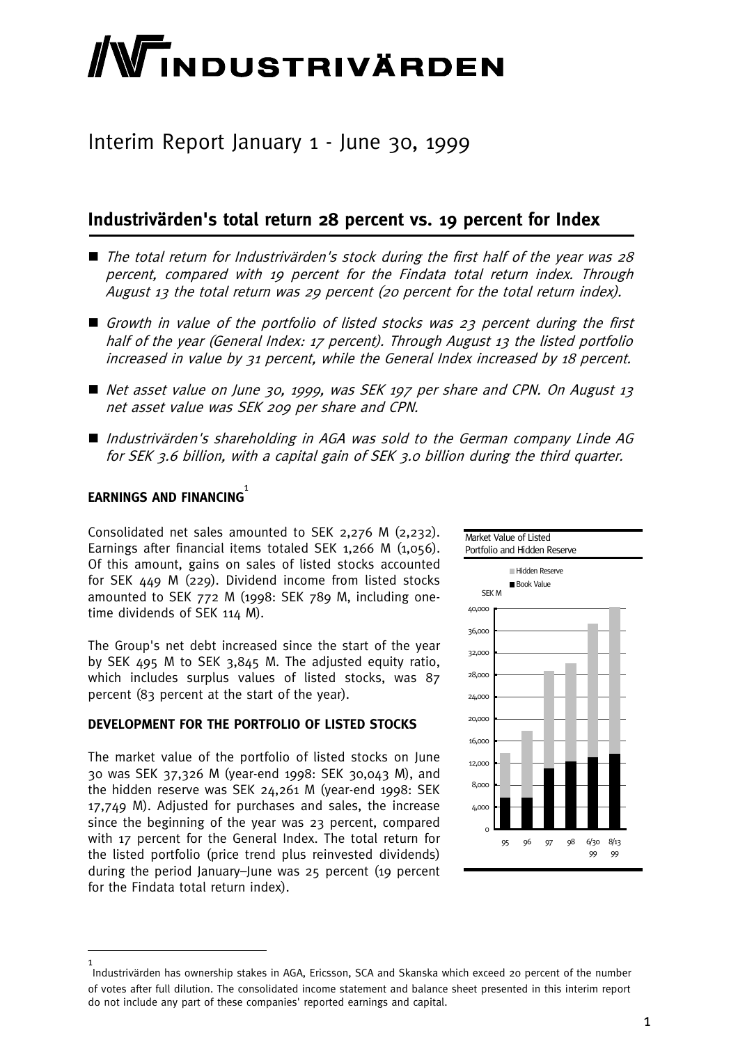# INDUSTRIVÄRDEN

## Interim Report January 1 - June 30, 1999

## Industrivärden's total return 28 percent vs. 19 percent for Index

- *The total return for Industrivärden's stock during the first half of the year was 28 percent, compared with 19 percent for the Findata total return index. Through August 13 the total return was 29 percent (20 percent for the total return index).*
- *Growth in value of the portfolio of listed stocks was 23 percent during the first half of the year (General Index: 17 percent). Through August 13 the listed portfolio increased in value by 31 percent, while the General Index increased by 18 percent.*
- *Net asset value on June 30, 1999, was SEK 197 per share and CPN. On August 13 net asset value was SEK 209 per share and CPN.*
- *Industrivärden's shareholding in AGA was sold to the German company Linde AG for SEK 3.6 billion, with a capital gain of SEK 3.0 billion during the third quarter.*

### EARNINGS AND FINANCING[1]

Consolidated net sales amounted to SEK 2,276 M (2,232). Earnings after financial items totaled SEK 1,266 M (1,056). Of this amount, gains on sales of listed stocks accounted for SEK 449 M (229). Dividend income from listed stocks amounted to SEK 772 M (1998: SEK 789 M, including one-time dividends of SEK 114 M).

The Group's net debt increased since the start of the year by SEK 495 M to SEK 3,845 M. The adjusted equity ratio, which includes surplus values of listed stocks, was 87 percent (83 percent at the start of the year).

### DEVELOPMENT FOR THE PORTFOLIO OF LISTED STOCKS

The market value of the portfolio of listed stocks on June 30 was SEK 37,326 M (year-end 1998: SEK 30,043 M), and the hidden reserve was SEK 24,261 M (year-end 1998: SEK 17,749 M). Adjusted for purchases and sales, the increase since the beginning of the year was 23 percent, compared with 17 percent for the General Index. The total return for the listed portfolio (price trend plus reinvested dividends) during the period January–June was 25 percent (19 percent for the Findata total return index).

Market Value of Listed Portfolio and Hidden Reserve

(Chart: Hidden Reserve / Book Value, SEK M; 95, 96, 97, 98, 6/30 99, 8/13 99)

---

[1] Industrivärden has ownership stakes in AGA, Ericsson, SCA and Skanska which exceed 20 percent of the number of votes after full dilution. The consolidated income statement and balance sheet presented in this interim report do not include any part of these companies' reported earnings and capital.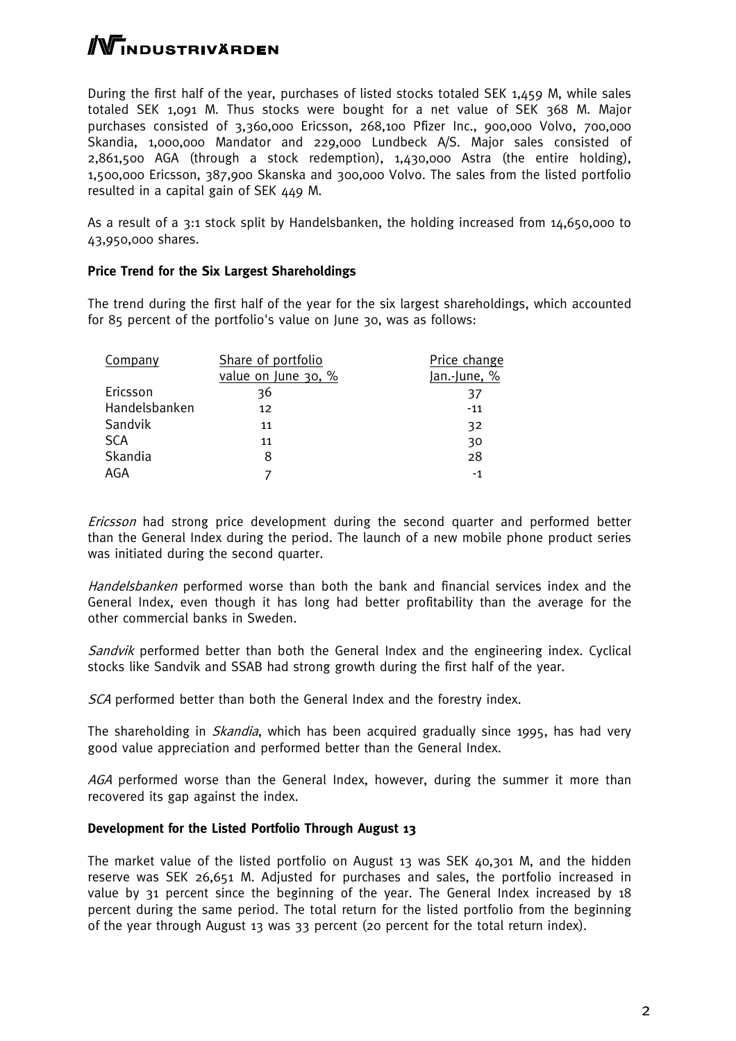During the first half of the year, purchases of listed stocks totaled SEK 1,459 M, while sales totaled SEK 1,091 M. Thus stocks were bought for a net value of SEK 368 M. Major purchases consisted of 3,360,000 Ericsson, 268,100 Pfizer Inc., 900,000 Volvo, 700,000 Skandia, 1,000,000 Mandator and 229,000 Lundbeck A/S. Major sales consisted of 2,861,500 AGA (through a stock redemption), 1,430,000 Astra (the entire holding), 1,500,000 Ericsson, 387,900 Skanska and 300,000 Volvo. The sales from the listed portfolio resulted in a capital gain of SEK 449 M.

As a result of a 3:1 stock split by Handelsbanken, the holding increased from 14,650,000 to 43,950,000 shares.

**Price Trend for the Six Largest Shareholdings**

The trend during the first half of the year for the six largest shareholdings, which accounted for 85 percent of the portfolio's value on June 30, was as follows:

| Company | Share of portfolio value on June 30, % | Price change Jan.-June, % |
|---|---|---|
| Ericsson | 36 | 37 |
| Handelsbanken | 12 | -11 |
| Sandvik | 11 | 32 |
| SCA | 11 | 30 |
| Skandia | 8 | 28 |
| AGA | 7 | -1 |

*Ericsson* had strong price development during the second quarter and performed better than the General Index during the period. The launch of a new mobile phone product series was initiated during the second quarter.

*Handelsbanken* performed worse than both the bank and financial services index and the General Index, even though it has long had better profitability than the average for the other commercial banks in Sweden.

*Sandvik* performed better than both the General Index and the engineering index. Cyclical stocks like Sandvik and SSAB had strong growth during the first half of the year.

*SCA* performed better than both the General Index and the forestry index.

The shareholding in *Skandia*, which has been acquired gradually since 1995, has had very good value appreciation and performed better than the General Index.

*AGA* performed worse than the General Index, however, during the summer it more than recovered its gap against the index.

**Development for the Listed Portfolio Through August 13**

The market value of the listed portfolio on August 13 was SEK 40,301 M, and the hidden reserve was SEK 26,651 M. Adjusted for purchases and sales, the portfolio increased in value by 31 percent since the beginning of the year. The General Index increased by 18 percent during the same period. The total return for the listed portfolio from the beginning of the year through August 13 was 33 percent (20 percent for the total return index).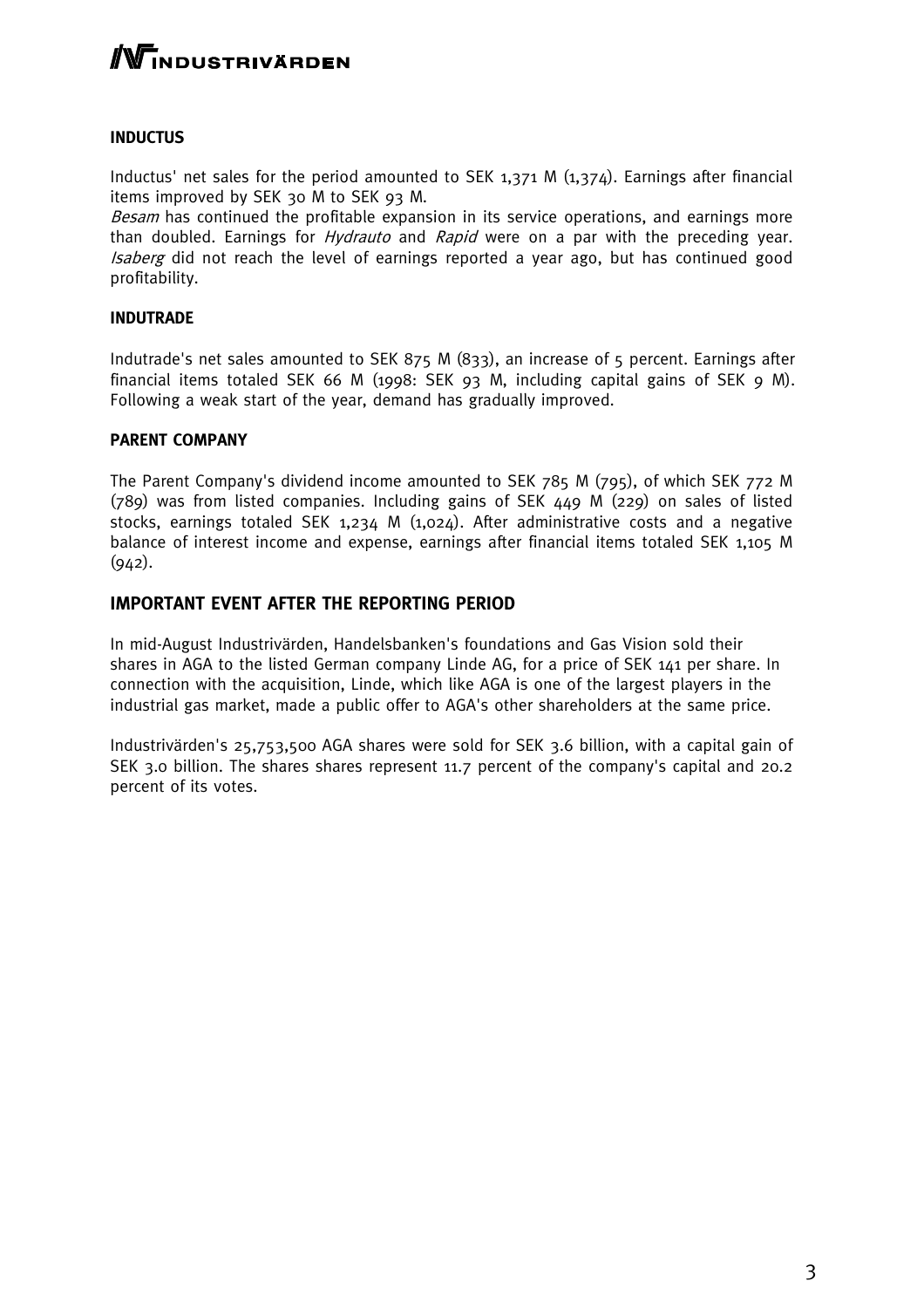### INDUCTUS

Inductus' net sales for the period amounted to SEK 1,371 M (1,374). Earnings after financial items improved by SEK 30 M to SEK 93 M.

*Besam* has continued the profitable expansion in its service operations, and earnings more than doubled. Earnings for *Hydrauto* and *Rapid* were on a par with the preceding year. *Isaberg* did not reach the level of earnings reported a year ago, but has continued good profitability.

### INDUTRADE

Indutrade's net sales amounted to SEK 875 M (833), an increase of 5 percent. Earnings after financial items totaled SEK 66 M (1998: SEK 93 M, including capital gains of SEK 9 M). Following a weak start of the year, demand has gradually improved.

### PARENT COMPANY

The Parent Company's dividend income amounted to SEK 785 M (795), of which SEK 772 M (789) was from listed companies. Including gains of SEK 449 M (229) on sales of listed stocks, earnings totaled SEK 1,234 M (1,024). After administrative costs and a negative balance of interest income and expense, earnings after financial items totaled SEK 1,105 M (942).

## IMPORTANT EVENT AFTER THE REPORTING PERIOD

In mid-August Industrivärden, Handelsbanken's foundations and Gas Vision sold their shares in AGA to the listed German company Linde AG, for a price of SEK 141 per share. In connection with the acquisition, Linde, which like AGA is one of the largest players in the industrial gas market, made a public offer to AGA's other shareholders at the same price.

Industrivärden's 25,753,500 AGA shares were sold for SEK 3.6 billion, with a capital gain of SEK 3.0 billion. The shares shares represent 11.7 percent of the company's capital and 20.2 percent of its votes.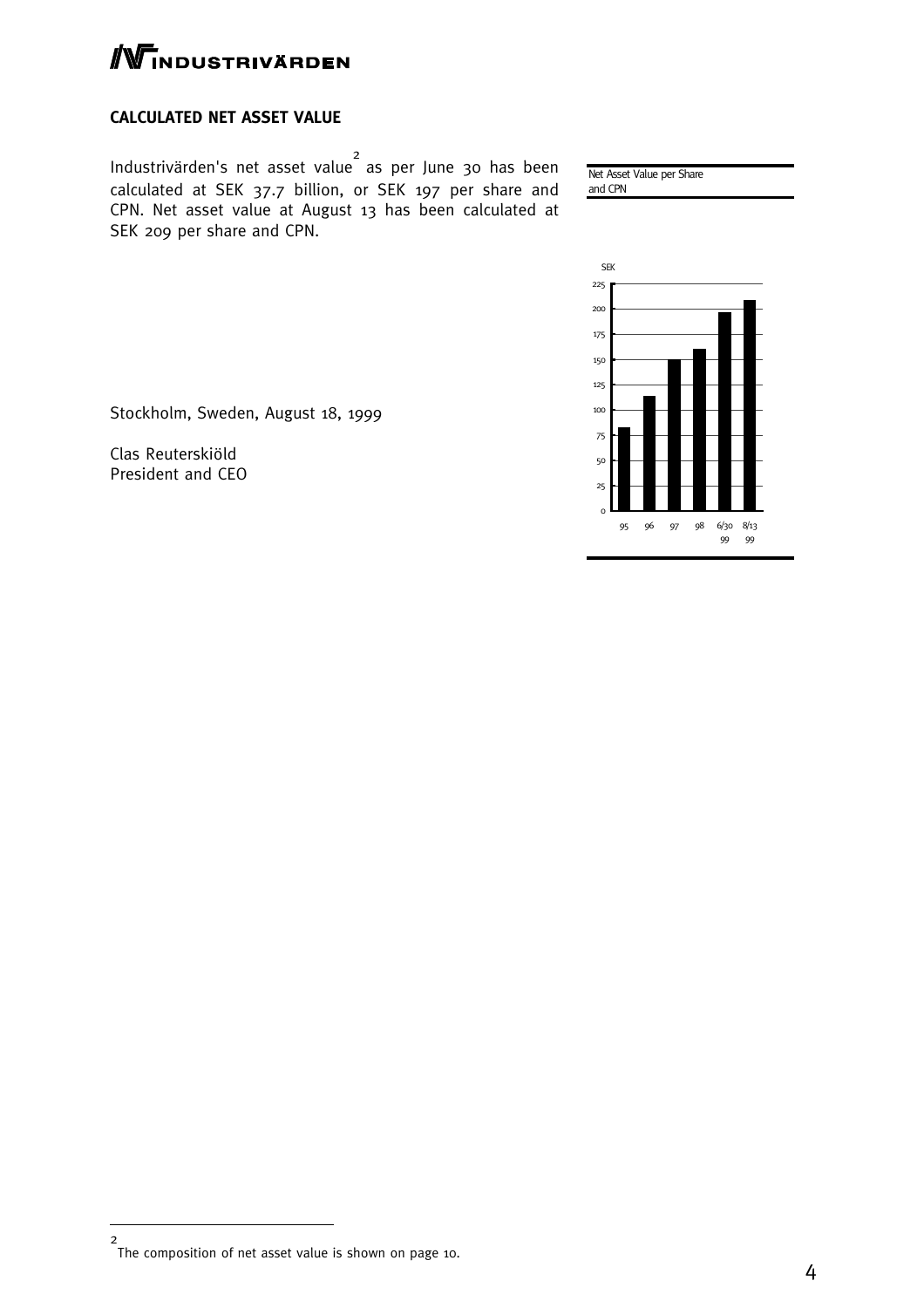## CALCULATED NET ASSET VALUE

Industrivärden's net asset value[2] as per June 30 has been calculated at SEK 37.7 billion, or SEK 197 per share and CPN. Net asset value at August 13 has been calculated at SEK 209 per share and CPN.

Net Asset Value per Share and CPN

Stockholm, Sweden, August 18, 1999

Clas Reuterskiöld
President and CEO

[2] The composition of net asset value is shown on page 10.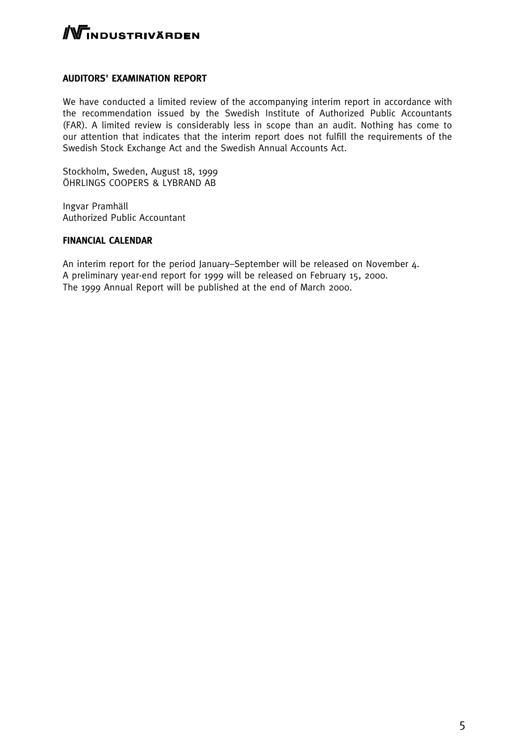## AUDITORS' EXAMINATION REPORT

We have conducted a limited review of the accompanying interim report in accordance with the recommendation issued by the Swedish Institute of Authorized Public Accountants (FAR). A limited review is considerably less in scope than an audit. Nothing has come to our attention that indicates that the interim report does not fulfill the requirements of the Swedish Stock Exchange Act and the Swedish Annual Accounts Act.

Stockholm, Sweden, August 18, 1999
ÖHRLINGS COOPERS & LYBRAND AB

Ingvar Pramhäll
Authorized Public Accountant

## FINANCIAL CALENDAR

An interim report for the period January–September will be released on November 4.
A preliminary year-end report for 1999 will be released on February 15, 2000.
The 1999 Annual Report will be published at the end of March 2000.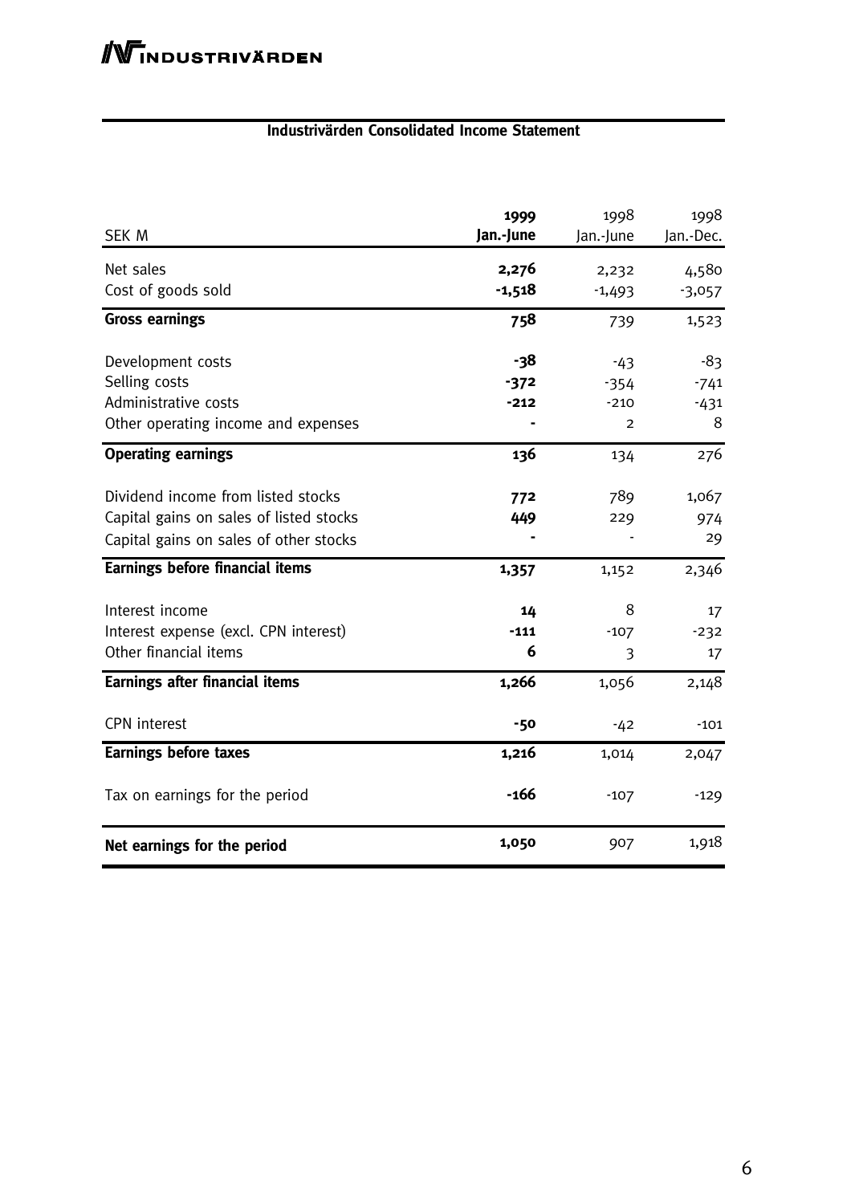INDUSTRIVÄRDEN

## Industrivärden Consolidated Income Statement

| SEK M | **1999 Jan.-June** | 1998 Jan.-June | 1998 Jan.-Dec. |
|---|---|---|---|
| Net sales | **2,276** | 2,232 | 4,580 |
| Cost of goods sold | **-1,518** | -1,493 | -3,057 |
| **Gross earnings** | **758** | 739 | 1,523 |
| Development costs | **-38** | -43 | -83 |
| Selling costs | **-372** | -354 | -741 |
| Administrative costs | **-212** | -210 | -431 |
| Other operating income and expenses | **-** | 2 | 8 |
| **Operating earnings** | **136** | 134 | 276 |
| Dividend income from listed stocks | **772** | 789 | 1,067 |
| Capital gains on sales of listed stocks | **449** | 229 | 974 |
| Capital gains on sales of other stocks | **-** | - | 29 |
| **Earnings before financial items** | **1,357** | 1,152 | 2,346 |
| Interest income | **14** | 8 | 17 |
| Interest expense (excl. CPN interest) | **-111** | -107 | -232 |
| Other financial items | **6** | 3 | 17 |
| **Earnings after financial items** | **1,266** | 1,056 | 2,148 |
| CPN interest | **-50** | -42 | -101 |
| **Earnings before taxes** | **1,216** | 1,014 | 2,047 |
| Tax on earnings for the period | **-166** | -107 | -129 |
| **Net earnings for the period** | **1,050** | 907 | 1,918 |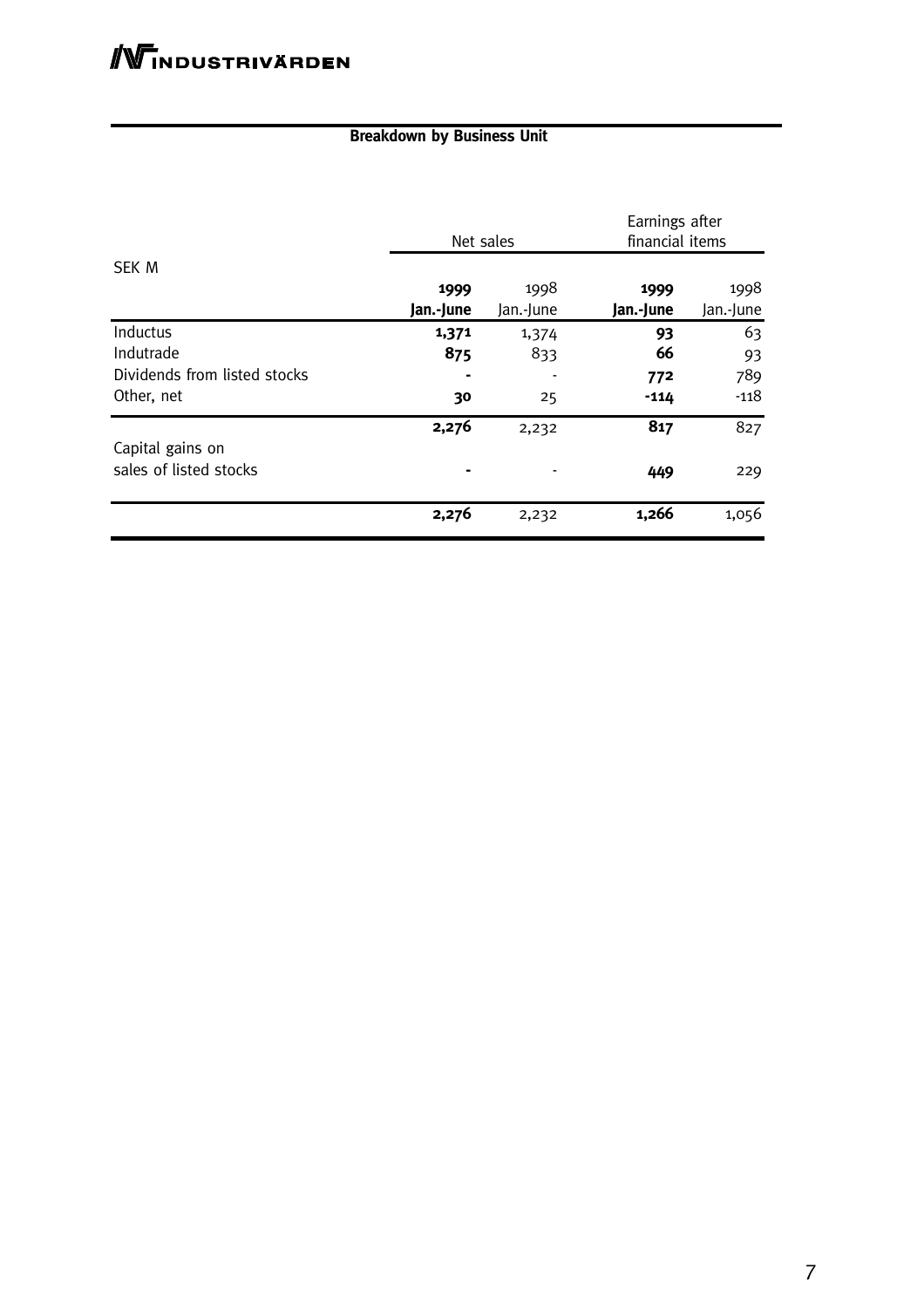## Breakdown by Business Unit

| SEK M | Net sales | | Earnings after financial items | |
|---|---|---|---|---|
| | **1999 Jan.-June** | 1998 Jan.-June | **1999 Jan.-June** | 1998 Jan.-June |
| Inductus | **1,371** | 1,374 | **93** | 63 |
| Indutrade | **875** | 833 | **66** | 93 |
| Dividends from listed stocks | **-** | - | **772** | 789 |
| Other, net | **30** | 25 | **-114** | -118 |
| | **2,276** | 2,232 | **817** | 827 |
| Capital gains on sales of listed stocks | **-** | - | **449** | 229 |
| | **2,276** | 2,232 | **1,266** | 1,056 |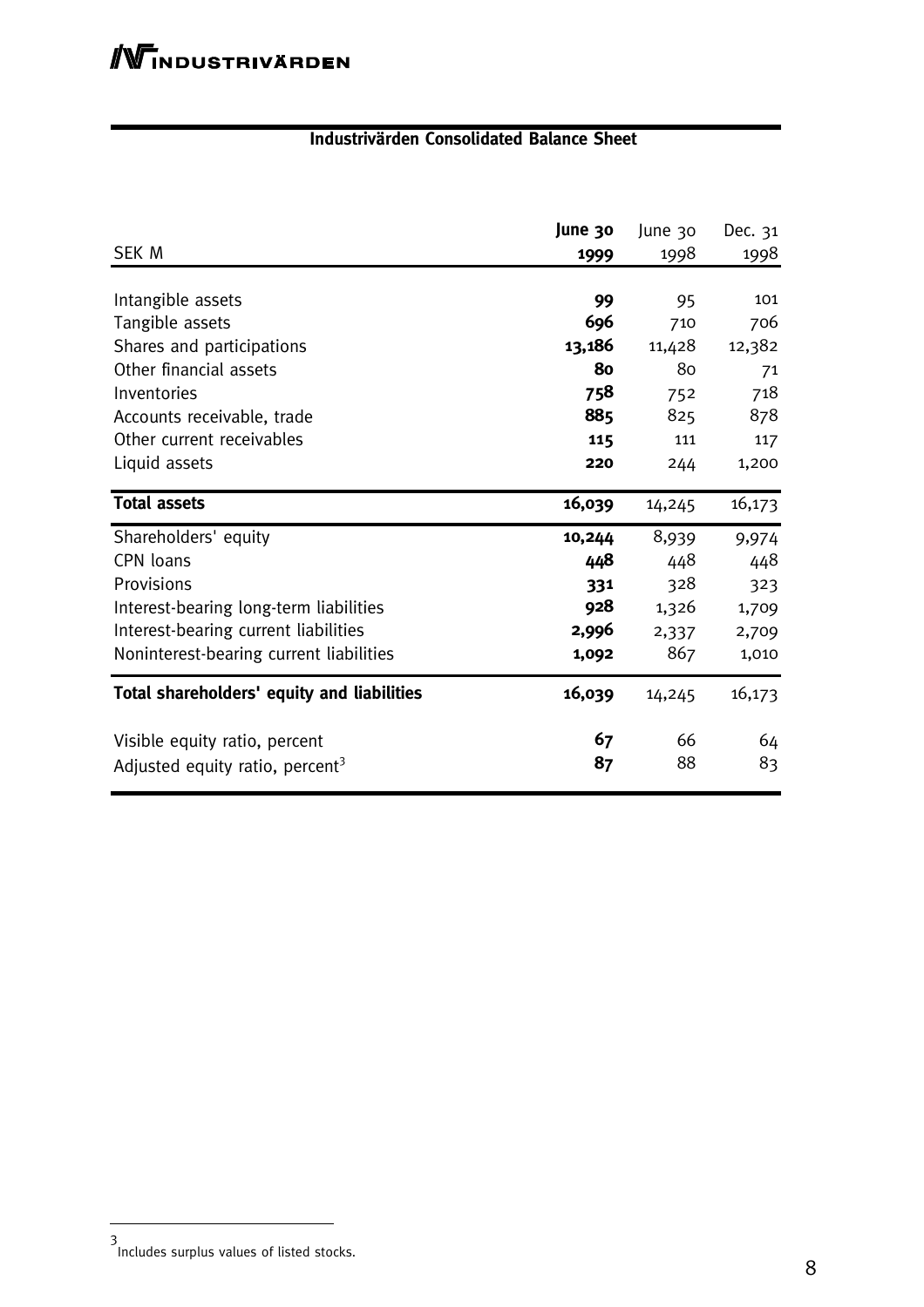## Industrivärden Consolidated Balance Sheet

| SEK M | **June 30 1999** | June 30 1998 | Dec. 31 1998 |
|---|---|---|---|
| Intangible assets | **99** | 95 | 101 |
| Tangible assets | **696** | 710 | 706 |
| Shares and participations | **13,186** | 11,428 | 12,382 |
| Other financial assets | **80** | 80 | 71 |
| Inventories | **758** | 752 | 718 |
| Accounts receivable, trade | **885** | 825 | 878 |
| Other current receivables | **115** | 111 | 117 |
| Liquid assets | **220** | 244 | 1,200 |
| **Total assets** | **16,039** | 14,245 | 16,173 |
| Shareholders' equity | **10,244** | 8,939 | 9,974 |
| CPN loans | **448** | 448 | 448 |
| Provisions | **331** | 328 | 323 |
| Interest-bearing long-term liabilities | **928** | 1,326 | 1,709 |
| Interest-bearing current liabilities | **2,996** | 2,337 | 2,709 |
| Noninterest-bearing current liabilities | **1,092** | 867 | 1,010 |
| **Total shareholders' equity and liabilities** | **16,039** | 14,245 | 16,173 |
| Visible equity ratio, percent | **67** | 66 | 64 |
| Adjusted equity ratio, percent[3] | **87** | 88 | 83 |

[3] Includes surplus values of listed stocks.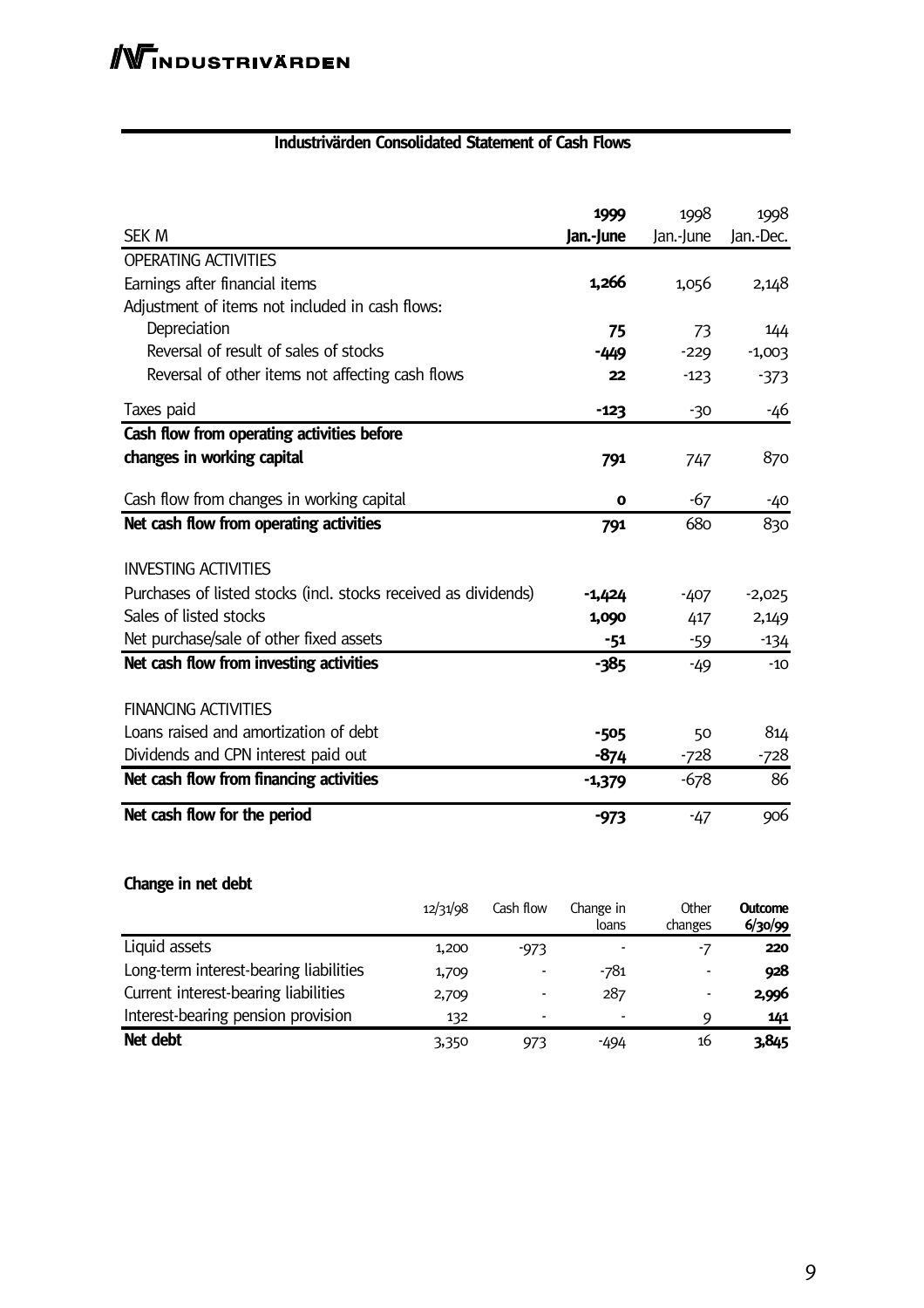## Industrivärden Consolidated Statement of Cash Flows

| SEK M | 1999 Jan.-June | 1998 Jan.-June | 1998 Jan.-Dec. |
|---|---|---|---|
| OPERATING ACTIVITIES | | | |
| Earnings after financial items | **1,266** | 1,056 | 2,148 |
| Adjustment of items not included in cash flows: | | | |
| Depreciation | **75** | 73 | 144 |
| Reversal of result of sales of stocks | **-449** | -229 | -1,003 |
| Reversal of other items not affecting cash flows | **22** | -123 | -373 |
| Taxes paid | **-123** | -30 | -46 |
| **Cash flow from operating activities before changes in working capital** | **791** | 747 | 870 |
| Cash flow from changes in working capital | **0** | -67 | -40 |
| **Net cash flow from operating activities** | **791** | 680 | 830 |
| INVESTING ACTIVITIES | | | |
| Purchases of listed stocks (incl. stocks received as dividends) | **-1,424** | -407 | -2,025 |
| Sales of listed stocks | **1,090** | 417 | 2,149 |
| Net purchase/sale of other fixed assets | **-51** | -59 | -134 |
| **Net cash flow from investing activities** | **-385** | -49 | -10 |
| FINANCING ACTIVITIES | | | |
| Loans raised and amortization of debt | **-505** | 50 | 814 |
| Dividends and CPN interest paid out | **-874** | -728 | -728 |
| **Net cash flow from financing activities** | **-1,379** | -678 | 86 |
| **Net cash flow for the period** | **-973** | -47 | 906 |

### Change in net debt

| | 12/31/98 | Cash flow | Change in loans | Other changes | **Outcome 6/30/99** |
|---|---|---|---|---|---|
| Liquid assets | 1,200 | -973 | - | -7 | **220** |
| Long-term interest-bearing liabilities | 1,709 | - | -781 | - | **928** |
| Current interest-bearing liabilities | 2,709 | - | 287 | - | **2,996** |
| Interest-bearing pension provision | 132 | - | - | 9 | **141** |
| **Net debt** | 3,350 | 973 | -494 | 16 | **3,845** |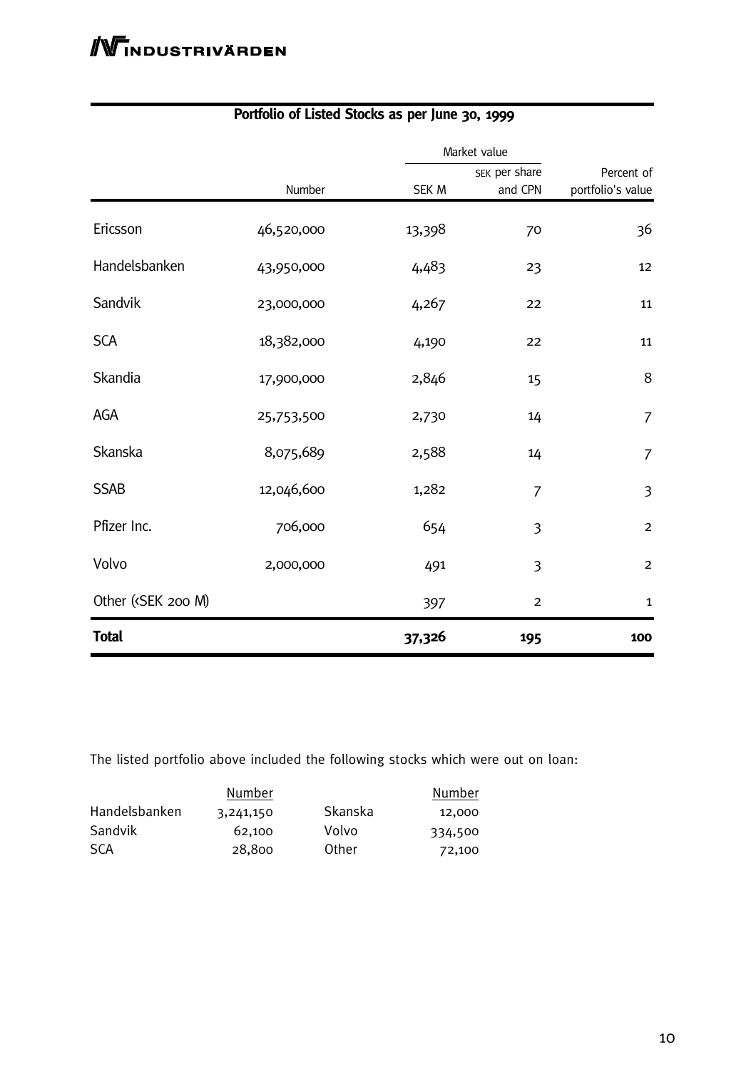## Portfolio of Listed Stocks as per June 30, 1999

| | Number | Market value | | Percent of portfolio's value |
|---|---|---|---|---|
| | | SEK M | SEK per share and CPN | |
| Ericsson | 46,520,000 | 13,398 | 70 | 36 |
| Handelsbanken | 43,950,000 | 4,483 | 23 | 12 |
| Sandvik | 23,000,000 | 4,267 | 22 | 11 |
| SCA | 18,382,000 | 4,190 | 22 | 11 |
| Skandia | 17,900,000 | 2,846 | 15 | 8 |
| AGA | 25,753,500 | 2,730 | 14 | 7 |
| Skanska | 8,075,689 | 2,588 | 14 | 7 |
| SSAB | 12,046,600 | 1,282 | 7 | 3 |
| Pfizer Inc. | 706,000 | 654 | 3 | 2 |
| Volvo | 2,000,000 | 491 | 3 | 2 |
| Other (<SEK 200 M) | | 397 | 2 | 1 |
| **Total** | | **37,326** | **195** | **100** |

The listed portfolio above included the following stocks which were out on loan:

| | Number | | Number |
|---|---|---|---|
| Handelsbanken | 3,241,150 | Skanska | 12,000 |
| Sandvik | 62,100 | Volvo | 334,500 |
| SCA | 28,800 | Other | 72,100 |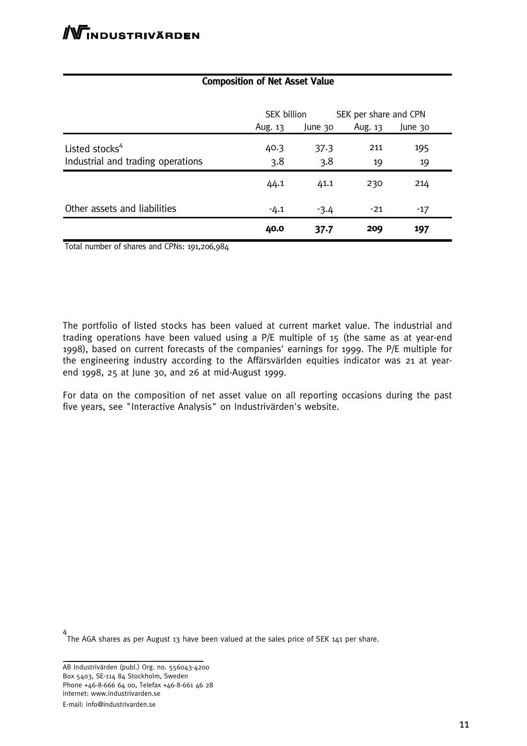## Composition of Net Asset Value

| | SEK billion | | SEK per share and CPN | |
|---|---|---|---|---|
| | Aug. 13 | June 30 | Aug. 13 | June 30 |
| Listed stocks[4] | 40.3 | 37.3 | 211 | 195 |
| Industrial and trading operations | 3.8 | 3.8 | 19 | 19 |
| | 44.1 | 41.1 | 230 | 214 |
| Other assets and liabilities | -4.1 | -3.4 | -21 | -17 |
| | **40.0** | **37.7** | **209** | **197** |

Total number of shares and CPNs: 191,206,984

The portfolio of listed stocks has been valued at current market value. The industrial and trading operations have been valued using a P/E multiple of 15 (the same as at year-end 1998), based on current forecasts of the companies' earnings for 1999. The P/E multiple for the engineering industry according to the Affärsvärlden equities indicator was 21 at year-end 1998, 25 at June 30, and 26 at mid-August 1999.

For data on the composition of net asset value on all reporting occasions during the past five years, see "Interactive Analysis" on Industrivärden's website.

[4] The AGA shares as per August 13 have been valued at the sales price of SEK 141 per share.

AB Industrivärden (publ.) Org. no. 556043-4200
Box 5403, SE-114 84 Stockholm, Sweden
Phone +46-8-666 64 00, Telefax +46-8-661 46 28
Internet: www.industrivarden.se
E-mail: info@industrivarden.se